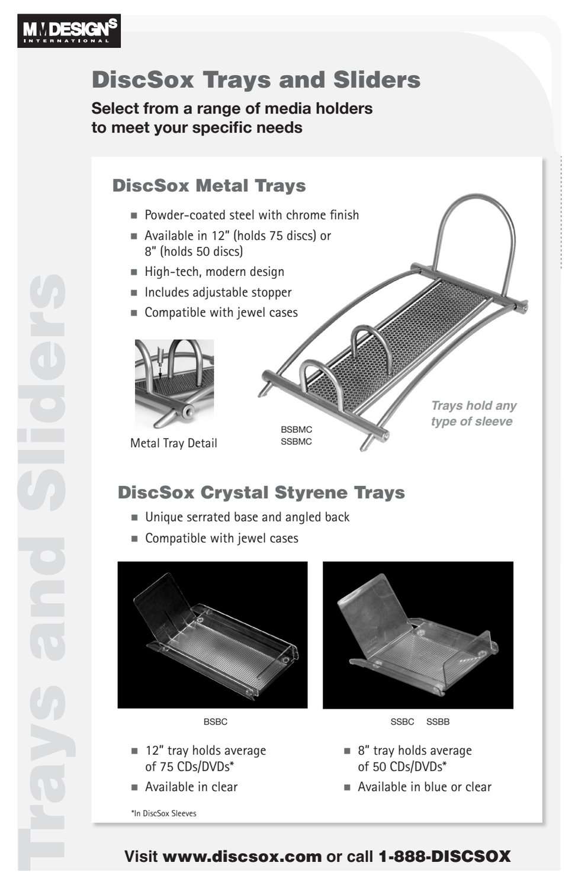# DiscSox Trays and Sliders

**Select from a range of media holders to meet your specific needs**

## DiscSox Metal Trays

- Powder-coated steel with chrome finish
- Available in 12" (holds 75 discs) or 8" (holds 50 discs)
- High-tech, modern design
- Includes adjustable stopper
- Compatible with jewel cases

Metal Tray Detail

BSBMC
SSBMC

*Trays hold any type of sleeve*

## DiscSox Crystal Styrene Trays

- Unique serrated base and angled back
- Compatible with jewel cases

BSBC

- 12" tray holds average of 75 CDs/DVDs*
- Available in clear

SSBC SSBB

- 8" tray holds average of 50 CDs/DVDs*
- Available in blue or clear

*In DiscSox Sleeves

Visit **www.discsox.com** or call **1-888-DISCSOX**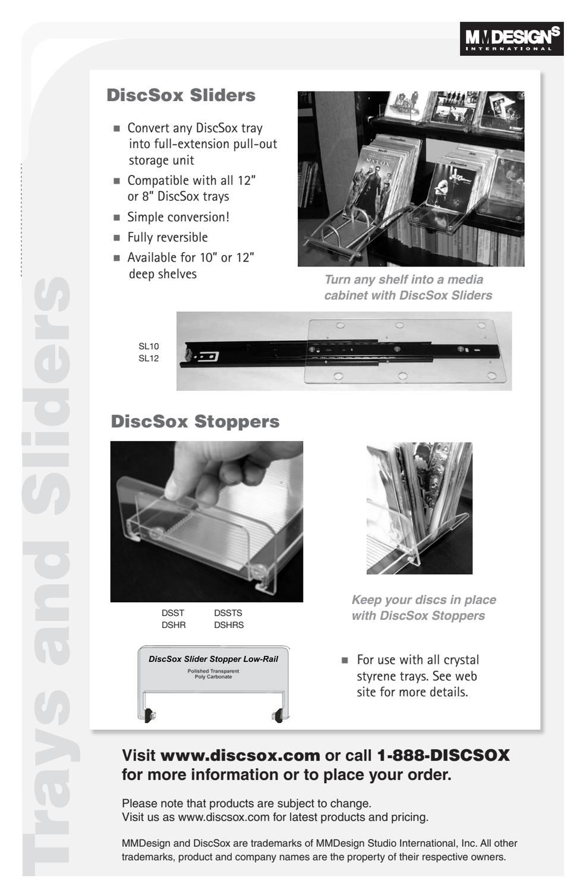## DiscSox Sliders

- Convert any DiscSox tray into full-extension pull-out storage unit
- Compatible with all 12" or 8" DiscSox trays
- Simple conversion!
- Fully reversible
- Available for 10" or 12" deep shelves

*Turn any shelf into a media cabinet with DiscSox Sliders*

SL10
SL12

## DiscSox Stoppers

DSST DSSTS
DSHR DSHRS

*Keep your discs in place with DiscSox Stoppers*

DiscSox Slider Stopper Low-Rail
Polished Transparent
Poly Carbonate

- For use with all crystal styrene trays. See web site for more details.

**Visit www.discsox.com or call 1-888-DISCSOX for more information or to place your order.**

Please note that products are subject to change.
Visit us as www.discsox.com for latest products and pricing.

MMDesign and DiscSox are trademarks of MMDesign Studio International, Inc. All other trademarks, product and company names are the property of their respective owners.